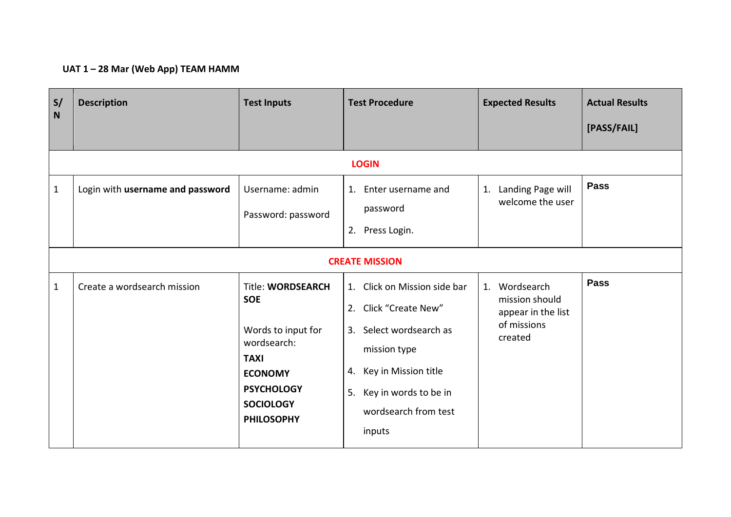**UAT 1 – 28 Mar (Web App) TEAM HAMM**

| S/N | Description | Test Inputs | Test Procedure | Expected Results | Actual Results [PASS/FAIL] |
|---|---|---|---|---|---|
| | | | **LOGIN** | | |
| 1 | Login with **username and password** | Username: admin<br><br>Password: password | 1. Enter username and password<br>2. Press Login. | 1. Landing Page will welcome the user | **Pass** |
| | | | **CREATE MISSION** | | |
| 1 | Create a wordsearch mission | Title: **WORDSEARCH SOE**<br><br>Words to input for wordsearch:<br>**TAXI**<br>**ECONOMY**<br>**PSYCHOLOGY**<br>**SOCIOLOGY**<br>**PHILOSOPHY** | 1. Click on Mission side bar<br>2. Click "Create New"<br>3. Select wordsearch as mission type<br>4. Key in Mission title<br>5. Key in words to be in wordsearch from test inputs | 1. Wordsearch mission should appear in the list of missions created | **Pass** |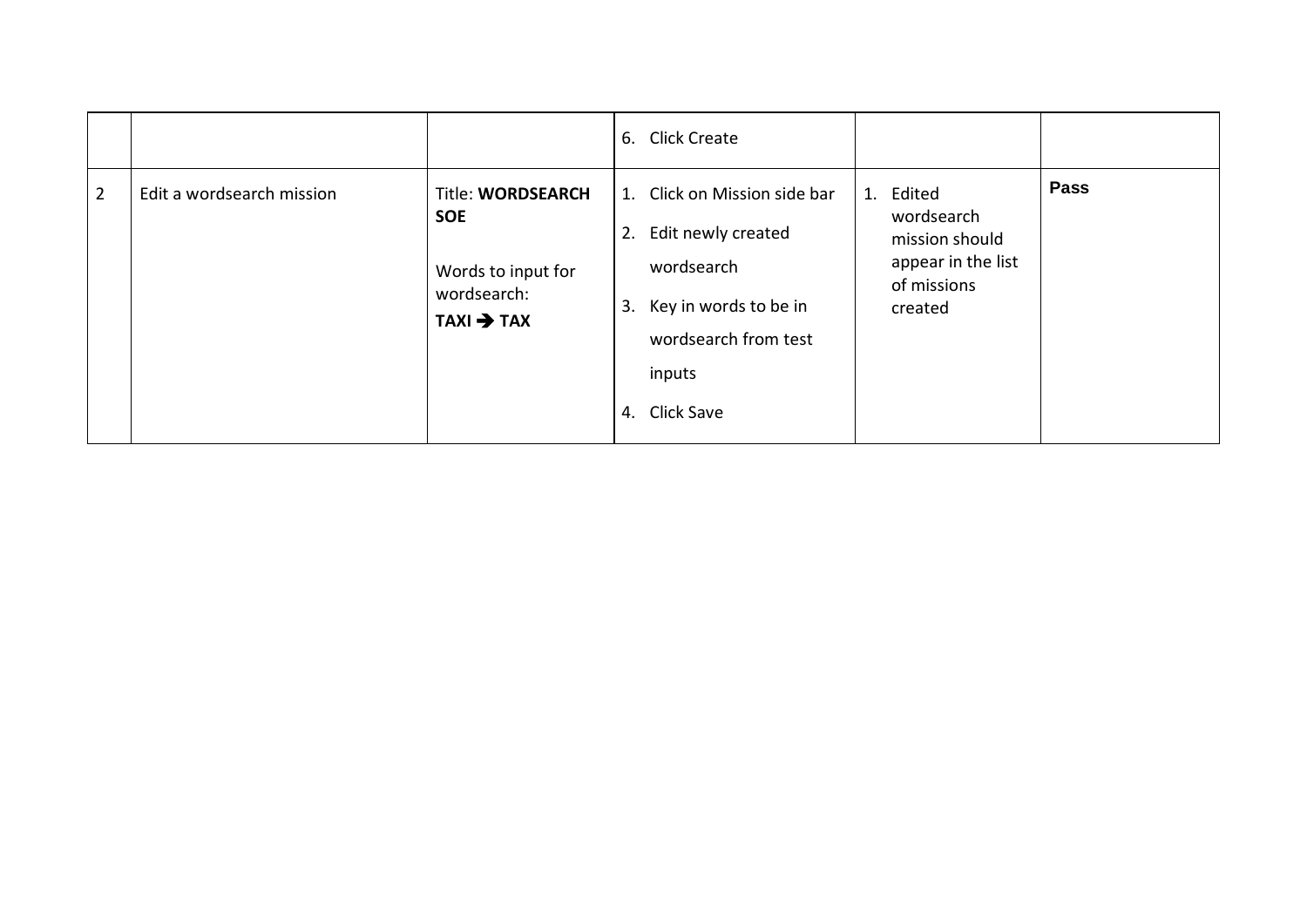| | | | | | |
|---|---|---|---|---|---|
| | | | 6. Click Create | | |
| 2 | Edit a wordsearch mission | Title: **WORDSEARCH SOE**<br><br>Words to input for wordsearch:<br>**TAXI → TAX** | 1. Click on Mission side bar<br>2. Edit newly created wordsearch<br>3. Key in words to be in wordsearch from test inputs<br>4. Click Save | 1. Edited wordsearch mission should appear in the list of missions created | **Pass** |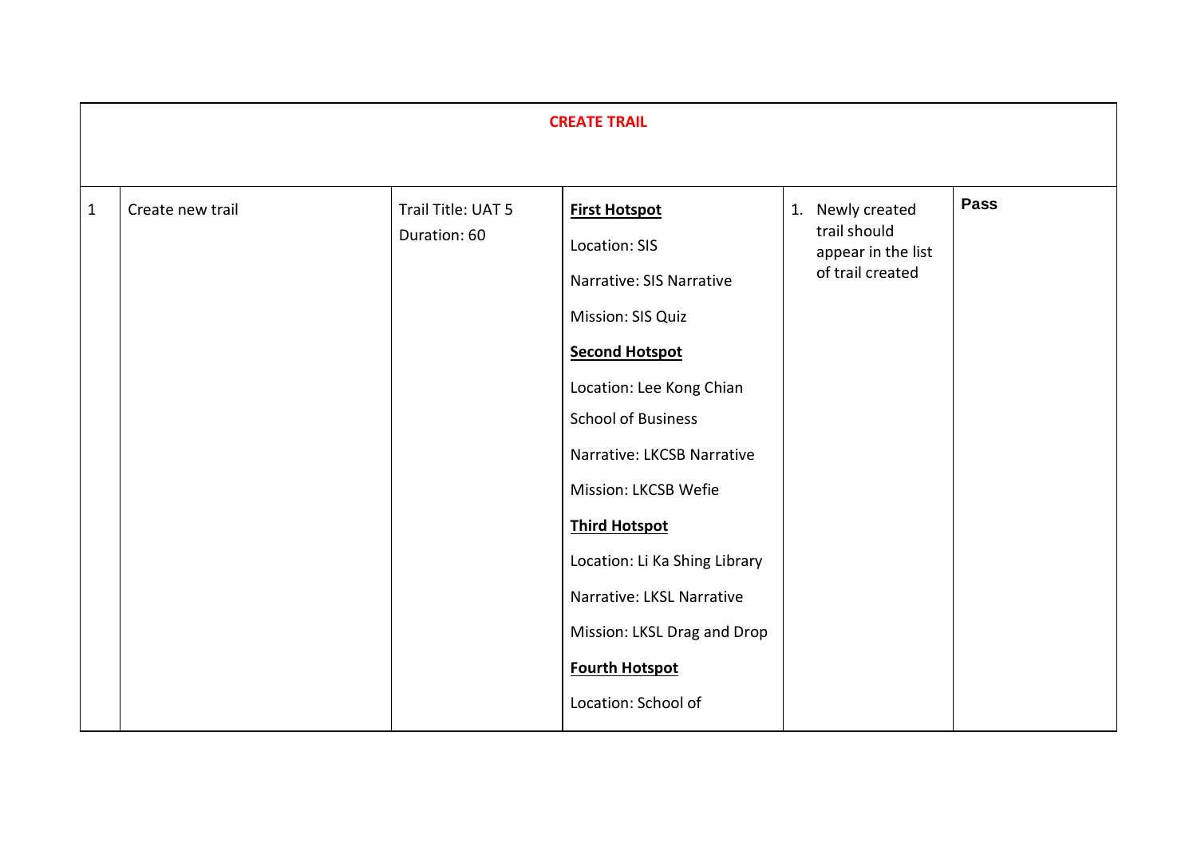| CREATE TRAIL | | | | | |
|---|---|---|---|---|---|
| 1 | Create new trail | Trail Title: UAT 5<br>Duration: 60 | **First Hotspot**<br>Location: SIS<br>Narrative: SIS Narrative<br>Mission: SIS Quiz<br>**Second Hotspot**<br>Location: Lee Kong Chian School of Business<br>Narrative: LKCSB Narrative<br>Mission: LKCSB Wefie<br>**Third Hotspot**<br>Location: Li Ka Shing Library<br>Narrative: LKSL Narrative<br>Mission: LKSL Drag and Drop<br>**Fourth Hotspot**<br>Location: School of | 1. Newly created trail should appear in the list of trail created | **Pass** |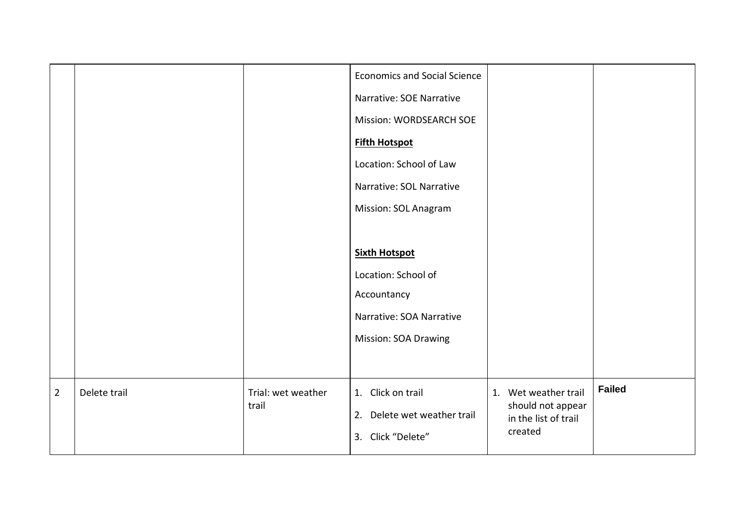| | | | | | |
|---|---|---|---|---|---|
| | | | Economics and Social Science<br><br>Narrative: SOE Narrative<br><br>Mission: WORDSEARCH SOE<br><br>**<u>Fifth Hotspot</u>**<br><br>Location: School of Law<br><br>Narrative: SOL Narrative<br><br>Mission: SOL Anagram<br><br>**<u>Sixth Hotspot</u>**<br><br>Location: School of Accountancy<br><br>Narrative: SOA Narrative<br><br>Mission: SOA Drawing | | |
| 2 | Delete trail | Trial: wet weather trail | 1. Click on trail<br>2. Delete wet weather trail<br>3. Click "Delete" | 1. Wet weather trail should not appear in the list of trail created | **Failed** |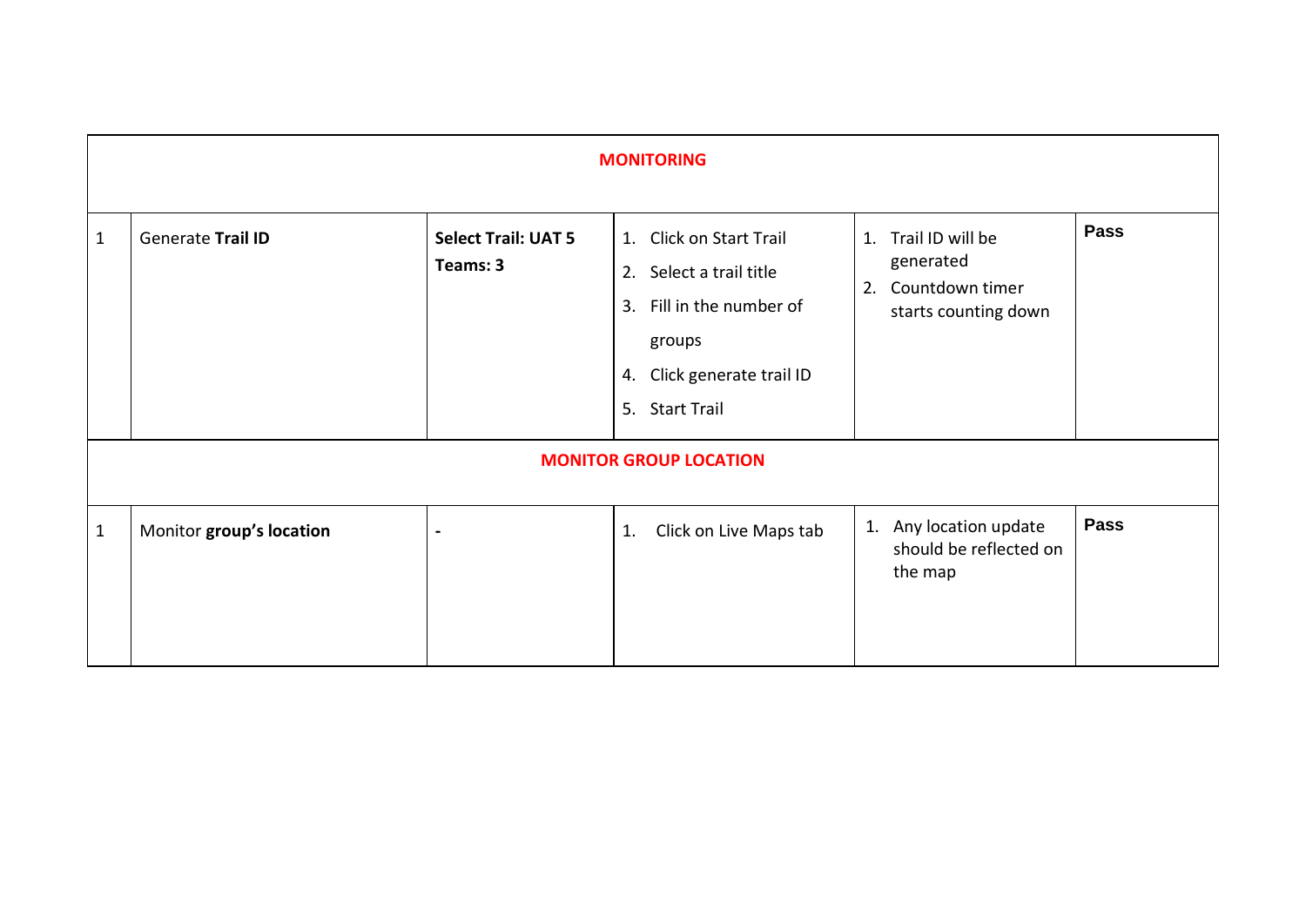| | | | | | |
|---|---|---|---|---|---|
| | | | **MONITORING** | | |
| 1 | Generate **Trail ID** | **Select Trail: UAT 5** <br> **Teams: 3** | 1. Click on Start Trail <br> 2. Select a trail title <br> 3. Fill in the number of groups <br> 4. Click generate trail ID <br> 5. Start Trail | 1. Trail ID will be generated <br> 2. Countdown timer starts counting down | **Pass** |
| | | | **MONITOR GROUP LOCATION** | | |
| 1 | Monitor **group's location** | **-** | 1. Click on Live Maps tab | 1. Any location update should be reflected on the map | **Pass** |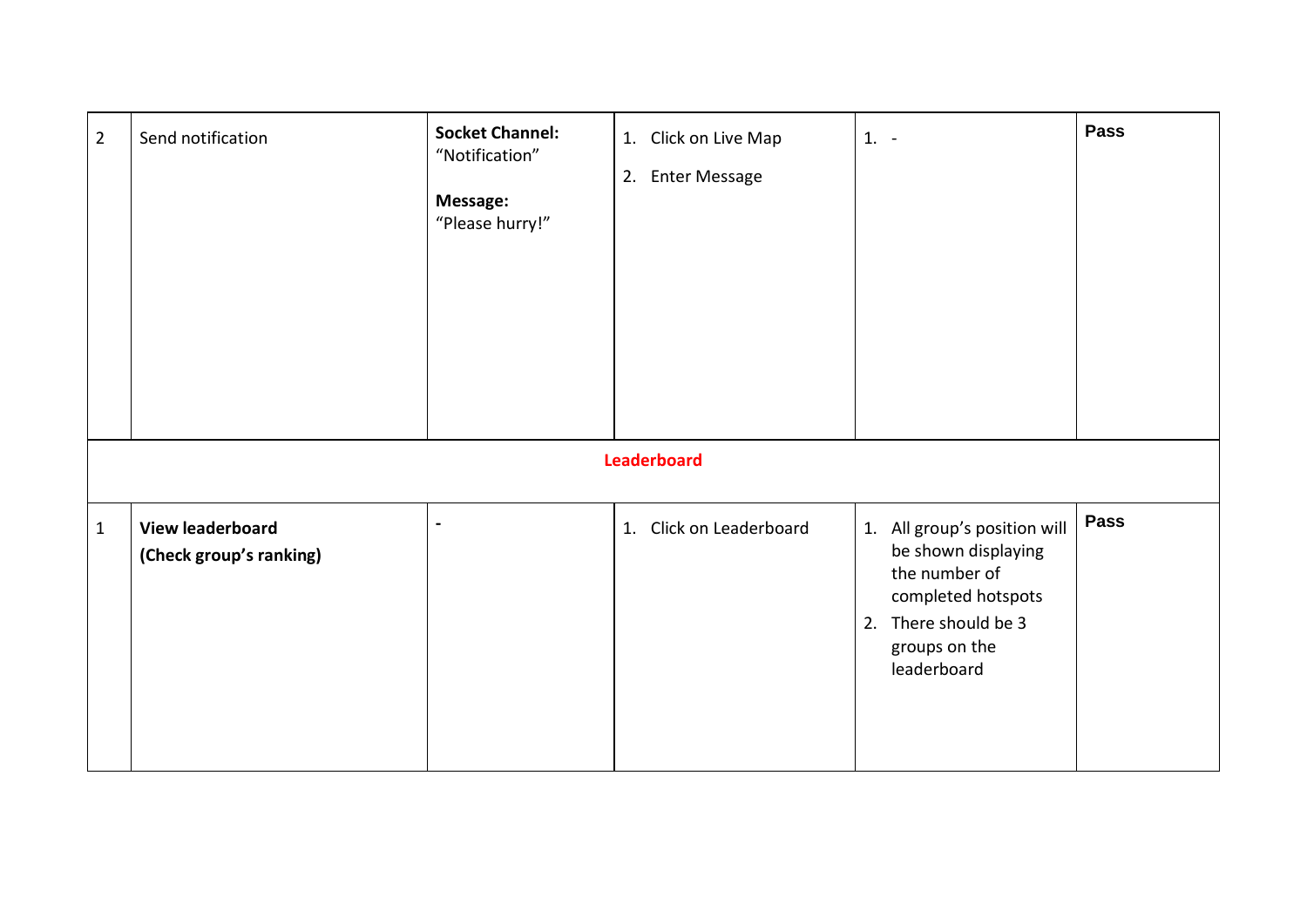| | | | | | |
|---|---|---|---|---|---|
| 2 | Send notification | **Socket Channel:** “Notification”<br><br>**Message:** “Please hurry!” | 1. Click on Live Map<br>2. Enter Message | 1. - | **Pass** |
| | | | **Leaderboard** | | |
| 1 | **View leaderboard (Check group’s ranking)** | **-** | 1. Click on Leaderboard | 1. All group’s position will be shown displaying the number of completed hotspots<br>2. There should be 3 groups on the leaderboard | **Pass** |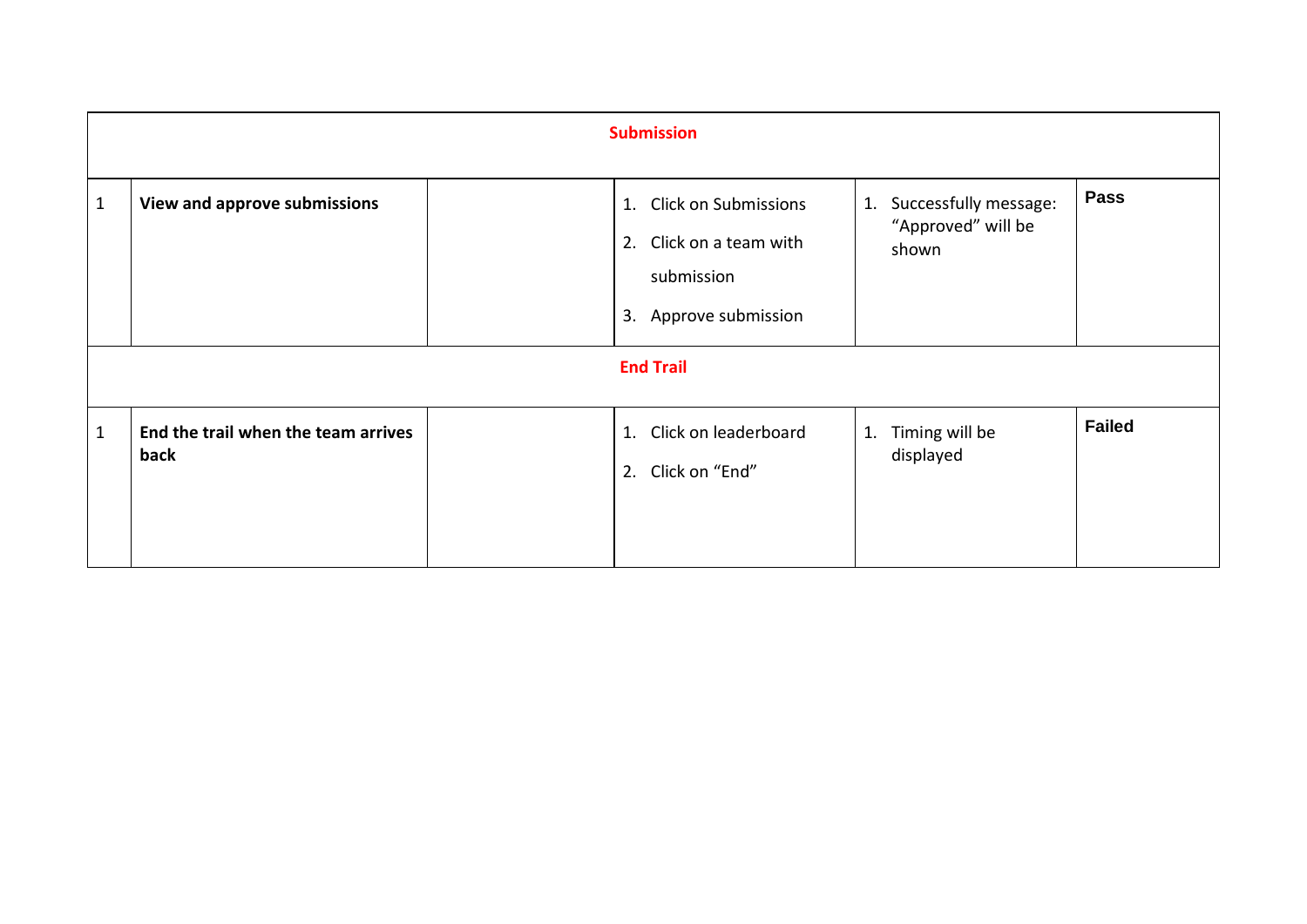| | | | | | |
|---|---|---|---|---|---|
| **Submission** | | | | | |
| 1 | **View and approve submissions** | | 1. Click on Submissions<br>2. Click on a team with submission<br>3. Approve submission | 1. Successfully message: “Approved” will be shown | **Pass** |
| **End Trail** | | | | | |
| 1 | **End the trail when the team arrives back** | | 1. Click on leaderboard<br>2. Click on “End” | 1. Timing will be displayed | **Failed** |